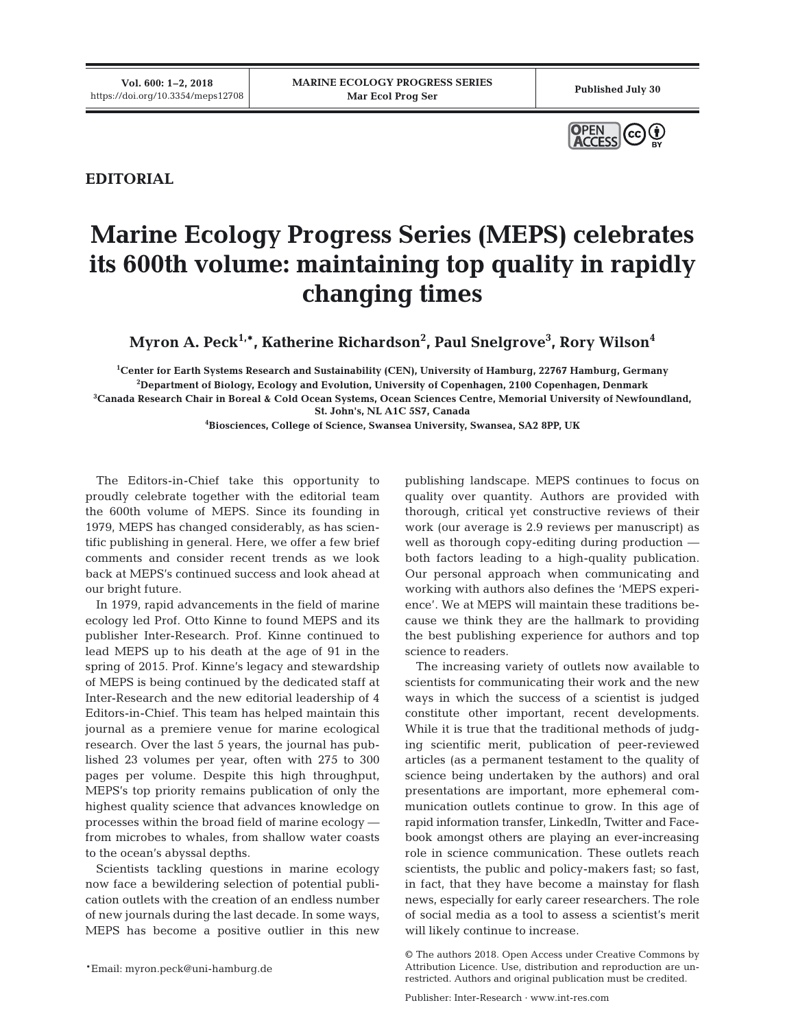EDITORIAL

# Marine Ecology Progress Series (MEPS) celebrates its 600th volume: maintaining top quality in rapidly changing times

**Myron A. Peck[1,*], Katherine Richardson[2], Paul Snelgrove[3], Rory Wilson[4]**

[1]Center for Earth Systems Research and Sustainability (CEN), University of Hamburg, 22767 Hamburg, Germany
[2]Department of Biology, Ecology and Evolution, University of Copenhagen, 2100 Copenhagen, Denmark
[3]Canada Research Chair in Boreal & Cold Ocean Systems, Ocean Sciences Centre, Memorial University of Newfoundland, St. John's, NL A1C 5S7, Canada
[4]Biosciences, College of Science, Swansea University, Swansea, SA2 8PP, UK

The Editors-in-Chief take this opportunity to proudly celebrate together with the editorial team the 600th volume of MEPS. Since its founding in 1979, MEPS has changed considerably, as has scientific publishing in general. Here, we offer a few brief comments and consider recent trends as we look back at MEPS's continued success and look ahead at our bright future.

In 1979, rapid advancements in the field of marine ecology led Prof. Otto Kinne to found MEPS and its publisher Inter-Research. Prof. Kinne continued to lead MEPS up to his death at the age of 91 in the spring of 2015. Prof. Kinne's legacy and stewardship of MEPS is being continued by the dedicated staff at Inter-Research and the new editorial leadership of 4 Editors-in-Chief. This team has helped maintain this journal as a premiere venue for marine ecological research. Over the last 5 years, the journal has published 23 volumes per year, often with 275 to 300 pages per volume. Despite this high throughput, MEPS's top priority remains publication of only the highest quality science that advances knowledge on processes within the broad field of marine ecology — from microbes to whales, from shallow water coasts to the ocean's abyssal depths.

Scientists tackling questions in marine ecology now face a bewildering selection of potential publication outlets with the creation of an endless number of new journals during the last decade. In some ways, MEPS has become a positive outlier in this new publishing landscape. MEPS continues to focus on quality over quantity. Authors are provided with thorough, critical yet constructive reviews of their work (our average is 2.9 reviews per manuscript) as well as thorough copy-editing during production — both factors leading to a high-quality publication. Our personal approach when communicating and working with authors also defines the 'MEPS experience'. We at MEPS will maintain these traditions because we think they are the hallmark to providing the best publishing experience for authors and top science to readers.

The increasing variety of outlets now available to scientists for communicating their work and the new ways in which the success of a scientist is judged constitute other important, recent developments. While it is true that the traditional methods of judging scientific merit, publication of peer-reviewed articles (as a permanent testament to the quality of science being undertaken by the authors) and oral presentations are important, more ephemeral communication outlets continue to grow. In this age of rapid information transfer, LinkedIn, Twitter and Facebook amongst others are playing an ever-increasing role in science communication. These outlets reach scientists, the public and policy-makers fast; so fast, in fact, that they have become a mainstay for flash news, especially for early career researchers. The role of social media as a tool to assess a scientist's merit will likely continue to increase.

*Email: myron.peck@uni-hamburg.de

© The authors 2018. Open Access under Creative Commons by Attribution Licence. Use, distribution and reproduction are unrestricted. Authors and original publication must be credited.

Publisher: Inter-Research · www.int-res.com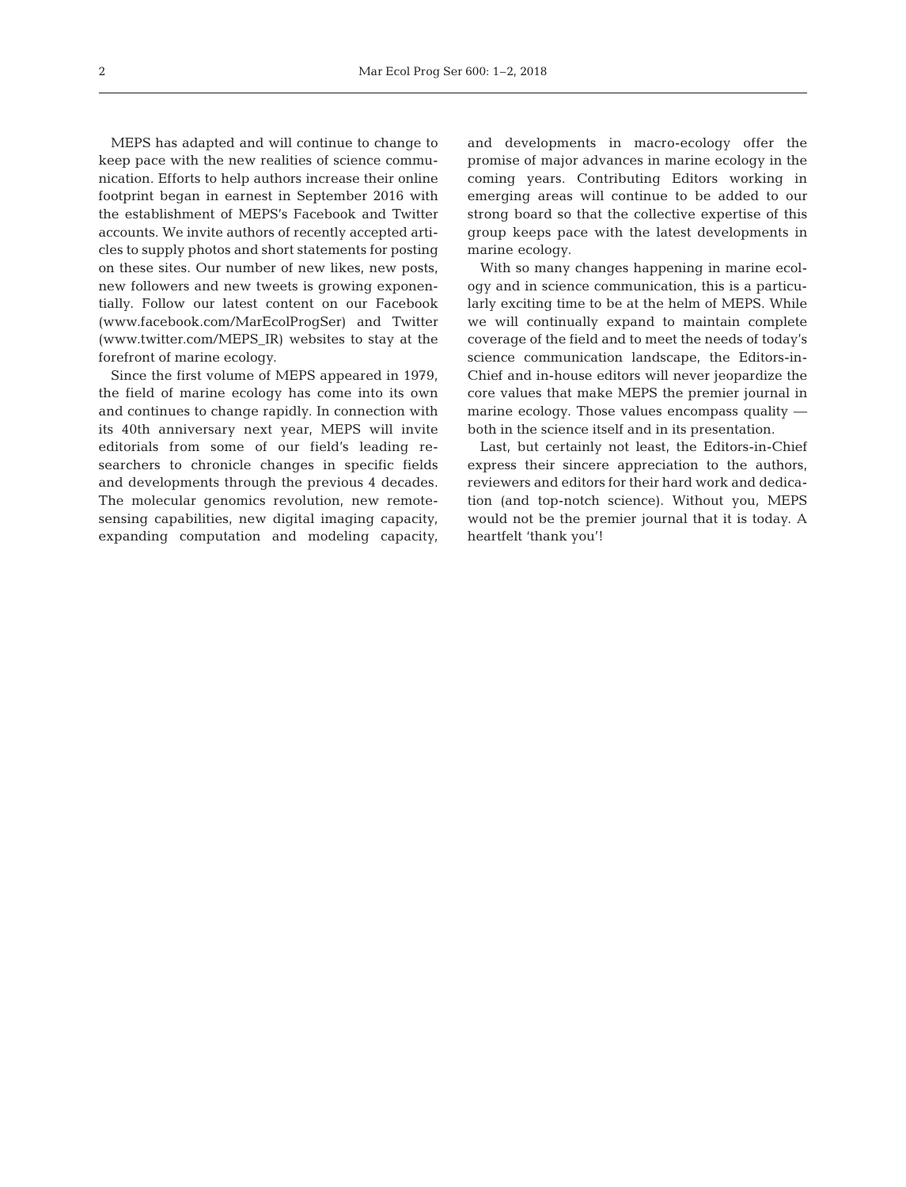MEPS has adapted and will continue to change to keep pace with the new realities of science communication. Efforts to help authors increase their online footprint began in earnest in September 2016 with the establishment of MEPS's Facebook and Twitter accounts. We invite authors of recently accepted articles to supply photos and short statements for posting on these sites. Our number of new likes, new posts, new followers and new tweets is growing exponentially. Follow our latest content on our Facebook (www.facebook.com/MarEcolProgSer) and Twitter (www.twitter.com/MEPS_IR) websites to stay at the forefront of marine ecology.

Since the first volume of MEPS appeared in 1979, the field of marine ecology has come into its own and continues to change rapidly. In connection with its 40th anniversary next year, MEPS will invite editorials from some of our field's leading researchers to chronicle changes in specific fields and developments through the previous 4 decades. The molecular genomics revolution, new remote-sensing capabilities, new digital imaging capacity, expanding computation and modeling capacity, and developments in macro-ecology offer the promise of major advances in marine ecology in the coming years. Contributing Editors working in emerging areas will continue to be added to our strong board so that the collective expertise of this group keeps pace with the latest developments in marine ecology.

With so many changes happening in marine ecology and in science communication, this is a particularly exciting time to be at the helm of MEPS. While we will continually expand to maintain complete coverage of the field and to meet the needs of today's science communication landscape, the Editors-in-Chief and in-house editors will never jeopardize the core values that make MEPS the premier journal in marine ecology. Those values encompass quality — both in the science itself and in its presentation.

Last, but certainly not least, the Editors-in-Chief express their sincere appreciation to the authors, reviewers and editors for their hard work and dedication (and top-notch science). Without you, MEPS would not be the premier journal that it is today. A heartfelt 'thank you'!